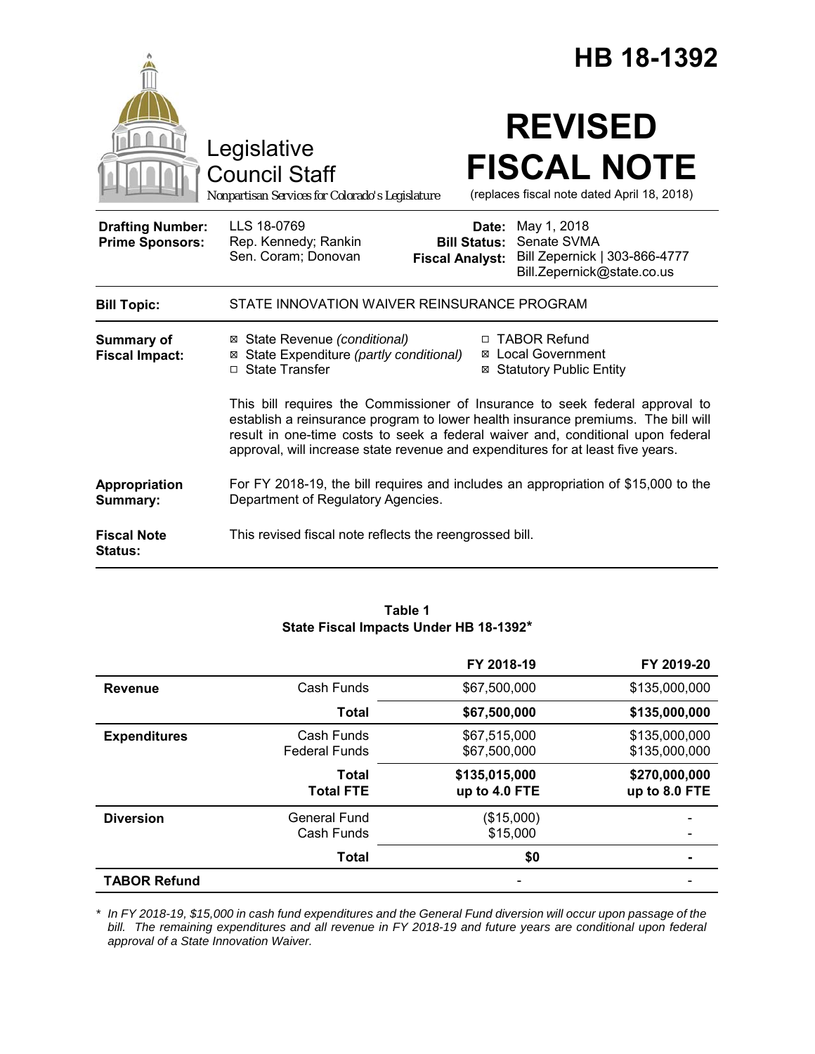# HB 18-1392

Legislative Council Staff

*Nonpartisan Services for Colorado's Legislature*

# REVISED FISCAL NOTE

(replaces fiscal note dated April 18, 2018)

| | | | |
|---|---|---|---|
| **Drafting Number:** | LLS 18-0769 | **Date:** | May 1, 2018 |
| **Prime Sponsors:** | Rep. Kennedy; Rankin<br>Sen. Coram; Donovan | **Bill Status:** | Senate SVMA |
| | | **Fiscal Analyst:** | Bill Zepernick \| 303-866-4777<br>Bill.Zepernick@state.co.us |

**Bill Topic:** STATE INNOVATION WAIVER REINSURANCE PROGRAM

**Summary of Fiscal Impact:**

- ☒ State Revenue *(conditional)*
- ☒ State Expenditure *(partly conditional)*
- ☐ State Transfer
- ☐ TABOR Refund
- ☒ Local Government
- ☒ Statutory Public Entity

This bill requires the Commissioner of Insurance to seek federal approval to establish a reinsurance program to lower health insurance premiums. The bill will result in one-time costs to seek a federal waiver and, conditional upon federal approval, will increase state revenue and expenditures for at least five years.

**Appropriation Summary:** For FY 2018-19, the bill requires and includes an appropriation of $15,000 to the Department of Regulatory Agencies.

**Fiscal Note Status:** This revised fiscal note reflects the reengrossed bill.

**Table 1**
**State Fiscal Impacts Under HB 18-1392***

| | | FY 2018-19 | FY 2019-20 |
|---|---|---|---|
| **Revenue** | Cash Funds | $67,500,000 | $135,000,000 |
| | **Total** | **$67,500,000** | **$135,000,000** |
| **Expenditures** | Cash Funds<br>Federal Funds | $67,515,000<br>$67,500,000 | $135,000,000<br>$135,000,000 |
| | **Total**<br>**Total FTE** | **$135,015,000**<br>**up to 4.0 FTE** | **$270,000,000**<br>**up to 8.0 FTE** |
| **Diversion** | General Fund<br>Cash Funds | ($15,000)<br>$15,000 | -<br>- |
| | **Total** | **$0** | **-** |
| **TABOR Refund** | | - | - |

\* *In FY 2018-19, $15,000 in cash fund expenditures and the General Fund diversion will occur upon passage of the bill. The remaining expenditures and all revenue in FY 2018-19 and future years are conditional upon federal approval of a State Innovation Waiver.*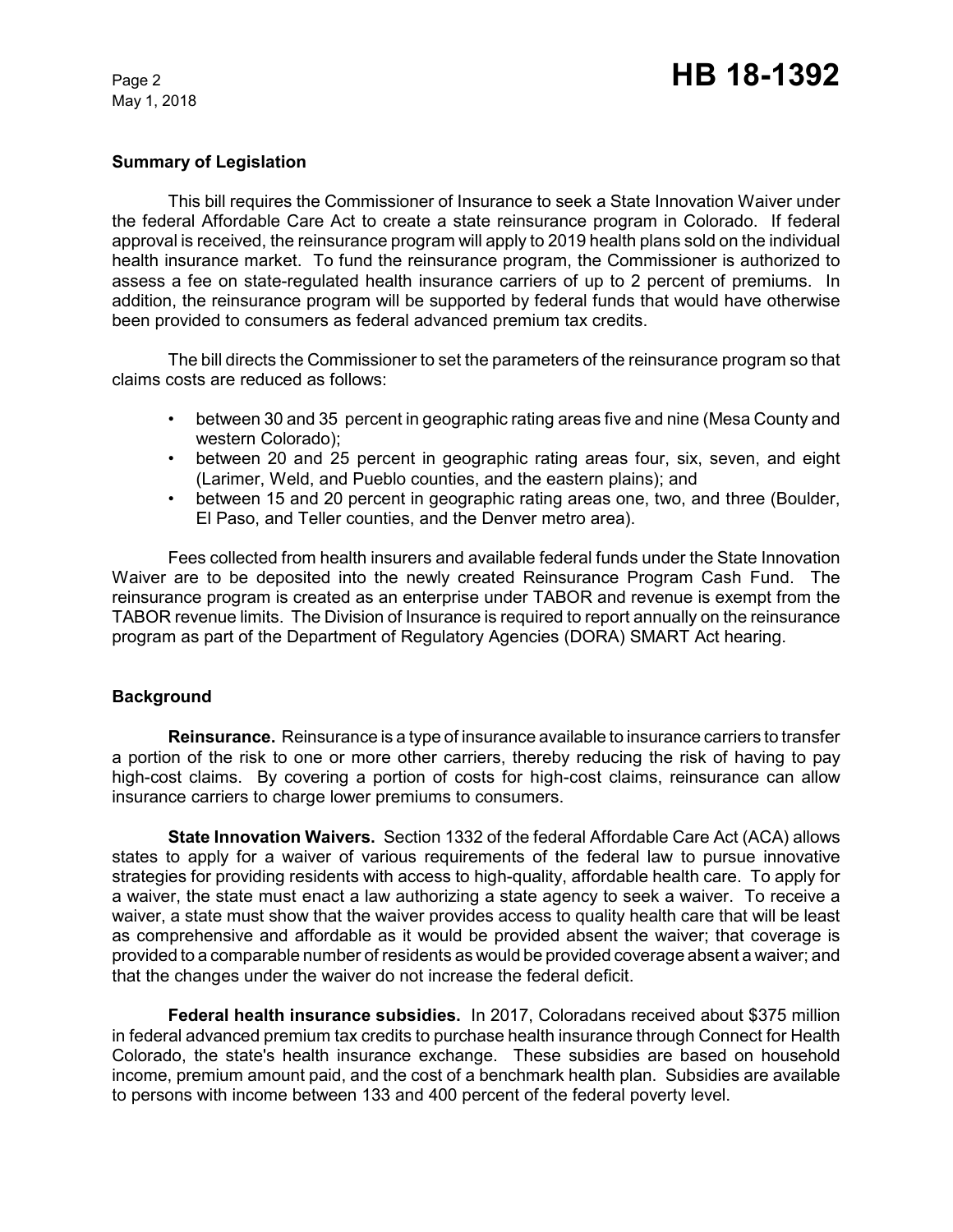## Summary of Legislation

This bill requires the Commissioner of Insurance to seek a State Innovation Waiver under the federal Affordable Care Act to create a state reinsurance program in Colorado. If federal approval is received, the reinsurance program will apply to 2019 health plans sold on the individual health insurance market. To fund the reinsurance program, the Commissioner is authorized to assess a fee on state-regulated health insurance carriers of up to 2 percent of premiums. In addition, the reinsurance program will be supported by federal funds that would have otherwise been provided to consumers as federal advanced premium tax credits.

The bill directs the Commissioner to set the parameters of the reinsurance program so that claims costs are reduced as follows:

- between 30 and 35 percent in geographic rating areas five and nine (Mesa County and western Colorado);
- between 20 and 25 percent in geographic rating areas four, six, seven, and eight (Larimer, Weld, and Pueblo counties, and the eastern plains); and
- between 15 and 20 percent in geographic rating areas one, two, and three (Boulder, El Paso, and Teller counties, and the Denver metro area).

Fees collected from health insurers and available federal funds under the State Innovation Waiver are to be deposited into the newly created Reinsurance Program Cash Fund. The reinsurance program is created as an enterprise under TABOR and revenue is exempt from the TABOR revenue limits. The Division of Insurance is required to report annually on the reinsurance program as part of the Department of Regulatory Agencies (DORA) SMART Act hearing.

## Background

**Reinsurance.** Reinsurance is a type of insurance available to insurance carriers to transfer a portion of the risk to one or more other carriers, thereby reducing the risk of having to pay high-cost claims. By covering a portion of costs for high-cost claims, reinsurance can allow insurance carriers to charge lower premiums to consumers.

**State Innovation Waivers.** Section 1332 of the federal Affordable Care Act (ACA) allows states to apply for a waiver of various requirements of the federal law to pursue innovative strategies for providing residents with access to high-quality, affordable health care. To apply for a waiver, the state must enact a law authorizing a state agency to seek a waiver. To receive a waiver, a state must show that the waiver provides access to quality health care that will be least as comprehensive and affordable as it would be provided absent the waiver; that coverage is provided to a comparable number of residents as would be provided coverage absent a waiver; and that the changes under the waiver do not increase the federal deficit.

**Federal health insurance subsidies.** In 2017, Coloradans received about $375 million in federal advanced premium tax credits to purchase health insurance through Connect for Health Colorado, the state's health insurance exchange. These subsidies are based on household income, premium amount paid, and the cost of a benchmark health plan. Subsidies are available to persons with income between 133 and 400 percent of the federal poverty level.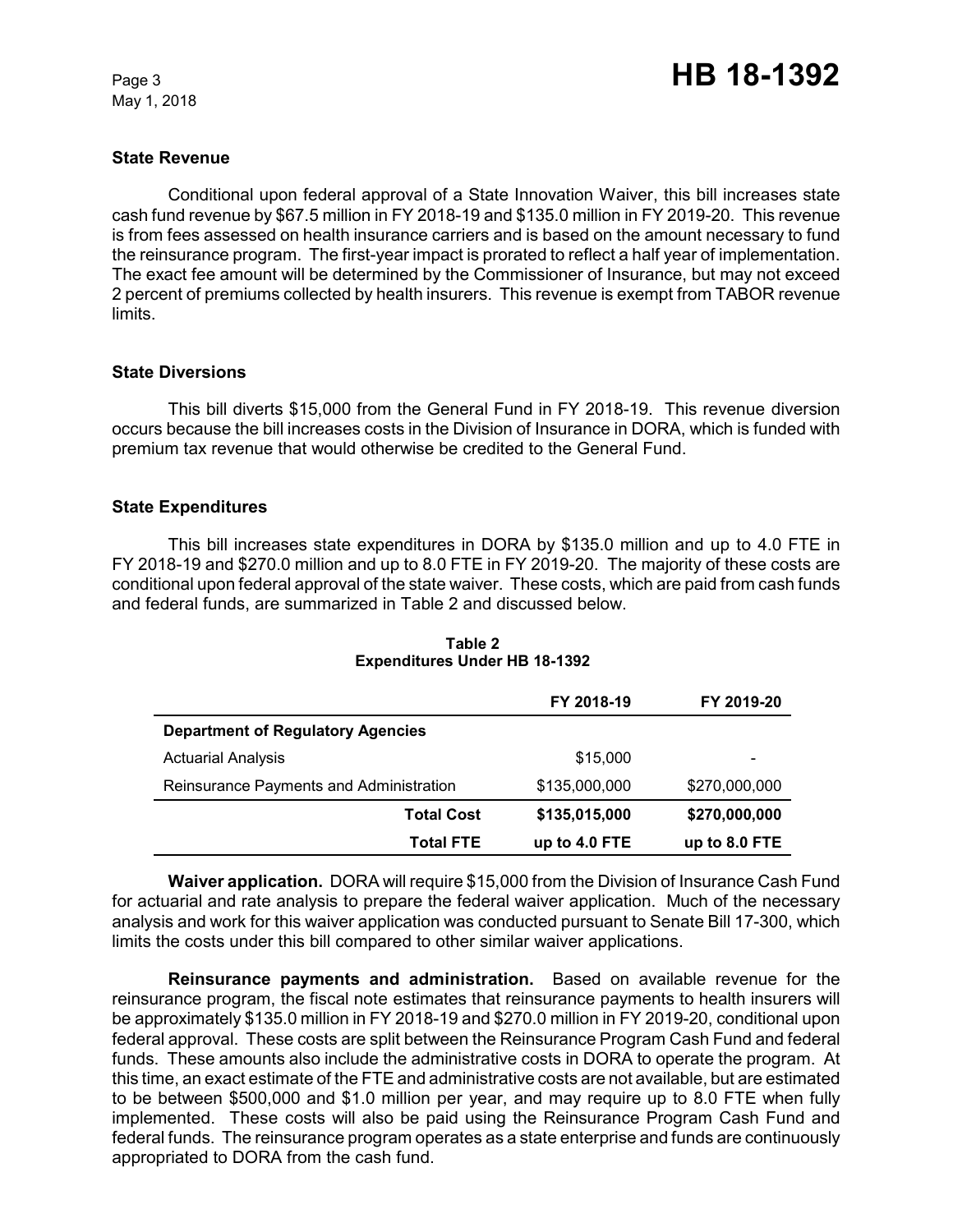### State Revenue

Conditional upon federal approval of a State Innovation Waiver, this bill increases state cash fund revenue by $67.5 million in FY 2018-19 and $135.0 million in FY 2019-20. This revenue is from fees assessed on health insurance carriers and is based on the amount necessary to fund the reinsurance program. The first-year impact is prorated to reflect a half year of implementation. The exact fee amount will be determined by the Commissioner of Insurance, but may not exceed 2 percent of premiums collected by health insurers. This revenue is exempt from TABOR revenue limits.

### State Diversions

This bill diverts $15,000 from the General Fund in FY 2018-19. This revenue diversion occurs because the bill increases costs in the Division of Insurance in DORA, which is funded with premium tax revenue that would otherwise be credited to the General Fund.

### State Expenditures

This bill increases state expenditures in DORA by $135.0 million and up to 4.0 FTE in FY 2018-19 and $270.0 million and up to 8.0 FTE in FY 2019-20. The majority of these costs are conditional upon federal approval of the state waiver. These costs, which are paid from cash funds and federal funds, are summarized in Table 2 and discussed below.

**Table 2**
**Expenditures Under HB 18-1392**

| | FY 2018-19 | FY 2019-20 |
|---|---|---|
| **Department of Regulatory Agencies** | | |
| Actuarial Analysis | $15,000 | - |
| Reinsurance Payments and Administration | $135,000,000 | $270,000,000 |
| **Total Cost** | **$135,015,000** | **$270,000,000** |
| **Total FTE** | **up to 4.0 FTE** | **up to 8.0 FTE** |

**Waiver application.** DORA will require $15,000 from the Division of Insurance Cash Fund for actuarial and rate analysis to prepare the federal waiver application. Much of the necessary analysis and work for this waiver application was conducted pursuant to Senate Bill 17-300, which limits the costs under this bill compared to other similar waiver applications.

**Reinsurance payments and administration.** Based on available revenue for the reinsurance program, the fiscal note estimates that reinsurance payments to health insurers will be approximately $135.0 million in FY 2018-19 and $270.0 million in FY 2019-20, conditional upon federal approval. These costs are split between the Reinsurance Program Cash Fund and federal funds. These amounts also include the administrative costs in DORA to operate the program. At this time, an exact estimate of the FTE and administrative costs are not available, but are estimated to be between $500,000 and $1.0 million per year, and may require up to 8.0 FTE when fully implemented. These costs will also be paid using the Reinsurance Program Cash Fund and federal funds. The reinsurance program operates as a state enterprise and funds are continuously appropriated to DORA from the cash fund.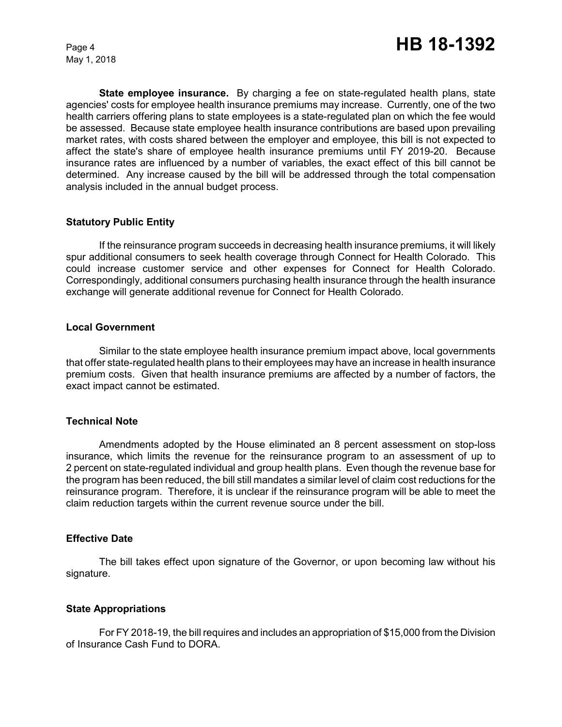**State employee insurance.** By charging a fee on state-regulated health plans, state agencies' costs for employee health insurance premiums may increase. Currently, one of the two health carriers offering plans to state employees is a state-regulated plan on which the fee would be assessed. Because state employee health insurance contributions are based upon prevailing market rates, with costs shared between the employer and employee, this bill is not expected to affect the state's share of employee health insurance premiums until FY 2019-20. Because insurance rates are influenced by a number of variables, the exact effect of this bill cannot be determined. Any increase caused by the bill will be addressed through the total compensation analysis included in the annual budget process.

### Statutory Public Entity

If the reinsurance program succeeds in decreasing health insurance premiums, it will likely spur additional consumers to seek health coverage through Connect for Health Colorado. This could increase customer service and other expenses for Connect for Health Colorado. Correspondingly, additional consumers purchasing health insurance through the health insurance exchange will generate additional revenue for Connect for Health Colorado.

### Local Government

Similar to the state employee health insurance premium impact above, local governments that offer state-regulated health plans to their employees may have an increase in health insurance premium costs. Given that health insurance premiums are affected by a number of factors, the exact impact cannot be estimated.

### Technical Note

Amendments adopted by the House eliminated an 8 percent assessment on stop-loss insurance, which limits the revenue for the reinsurance program to an assessment of up to 2 percent on state-regulated individual and group health plans. Even though the revenue base for the program has been reduced, the bill still mandates a similar level of claim cost reductions for the reinsurance program. Therefore, it is unclear if the reinsurance program will be able to meet the claim reduction targets within the current revenue source under the bill.

### Effective Date

The bill takes effect upon signature of the Governor, or upon becoming law without his signature.

### State Appropriations

For FY 2018-19, the bill requires and includes an appropriation of $15,000 from the Division of Insurance Cash Fund to DORA.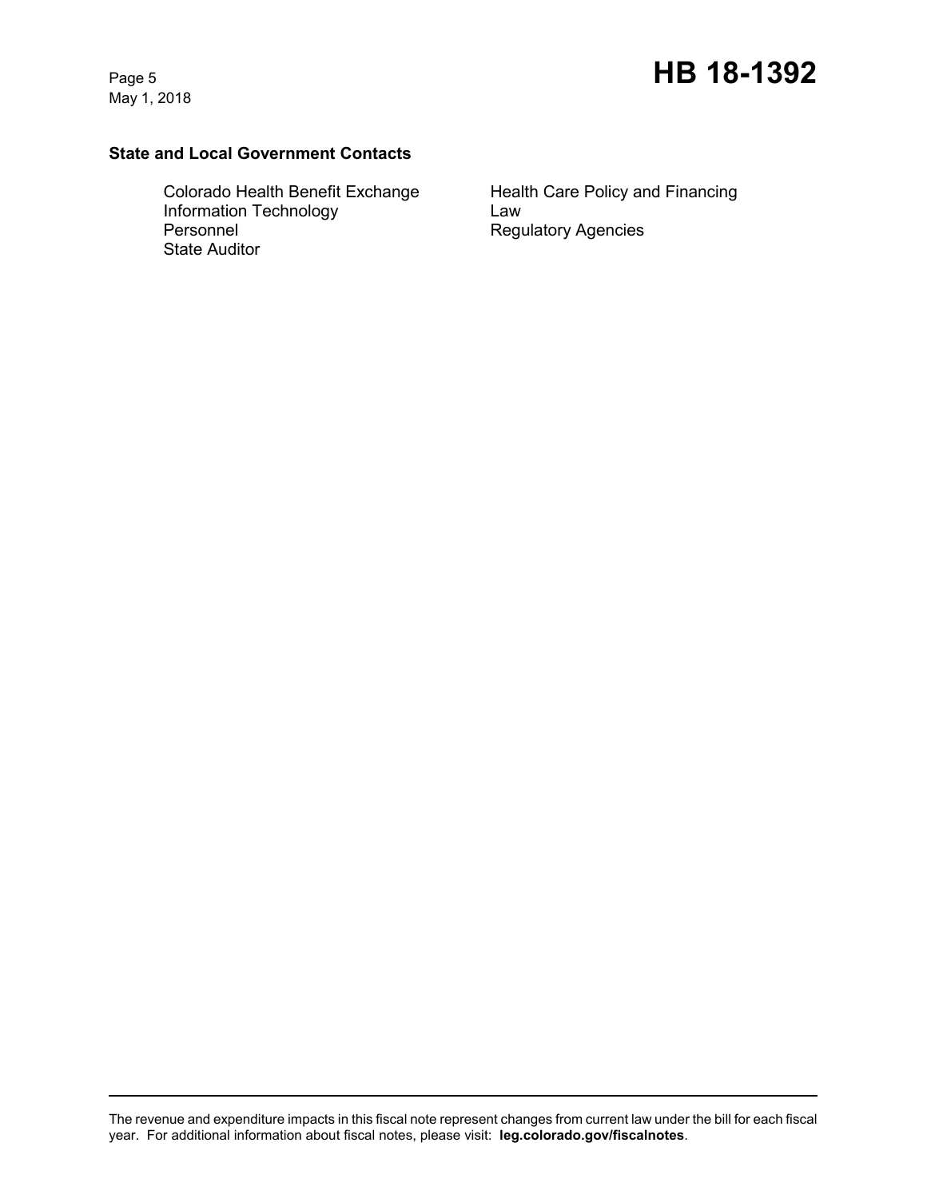### State and Local Government Contacts

Colorado Health Benefit Exchange
Health Care Policy and Financing
Information Technology
Law
Personnel
Regulatory Agencies
State Auditor

---

The revenue and expenditure impacts in this fiscal note represent changes from current law under the bill for each fiscal year. For additional information about fiscal notes, please visit: **leg.colorado.gov/fiscalnotes**.